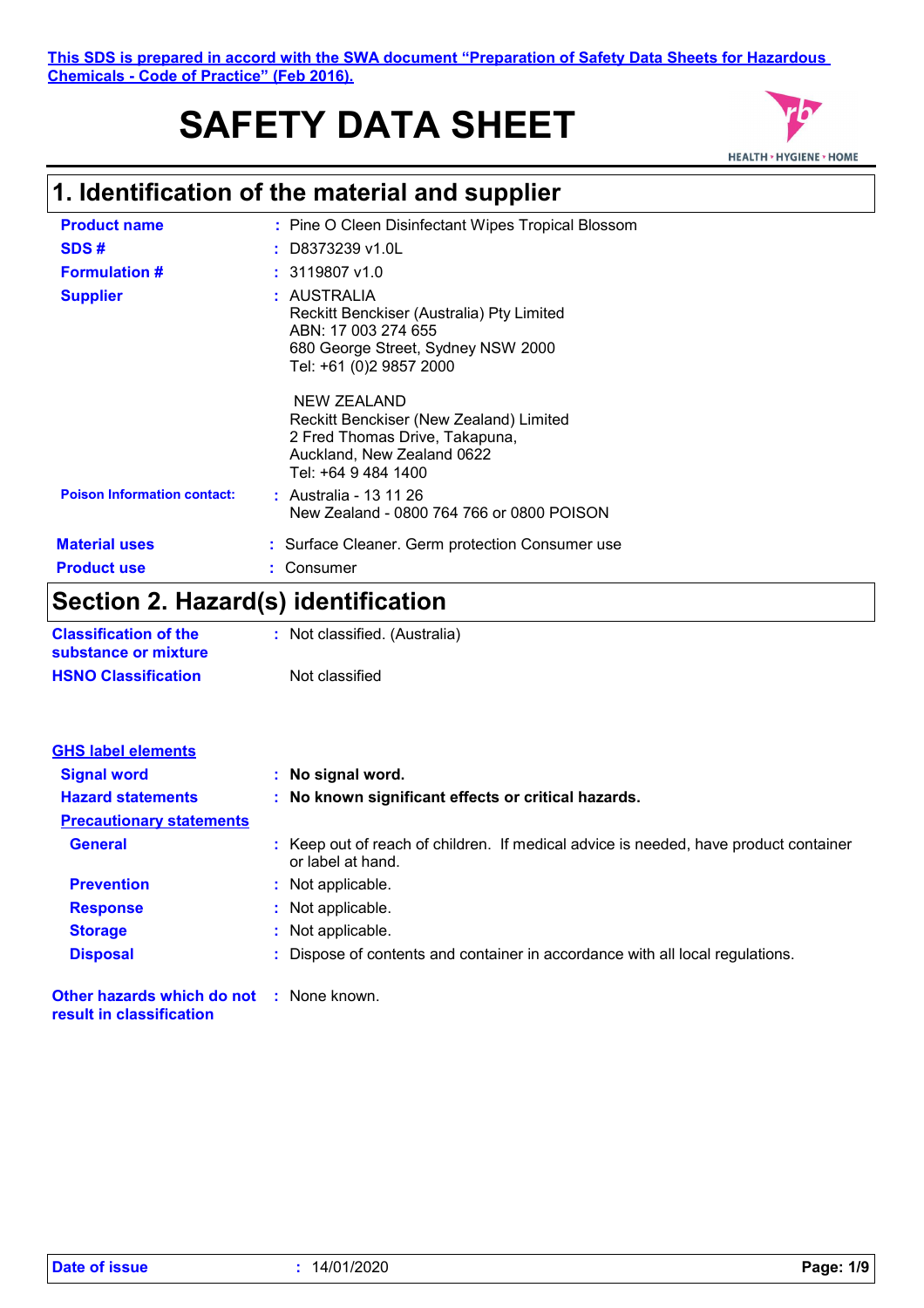This SDS is prepared in accord with the SWA document "Preparation of Safety Data Sheets for Hazardous Chemicals - Code of Practice" (Feb 2016).

# SAFETY DATA SHEET

HEALTH • HYGIENE • HOME

## 1. Identification of the material and supplier

**Product name** : Pine O Cleen Disinfectant Wipes Tropical Blossom

**SDS #** : D8373239 v1.0L

**Formulation #** : 3119807 v1.0

**Supplier** : AUSTRALIA
Reckitt Benckiser (Australia) Pty Limited
ABN: 17 003 274 655
680 George Street, Sydney NSW 2000
Tel: +61 (0)2 9857 2000

NEW ZEALAND
Reckitt Benckiser (New Zealand) Limited
2 Fred Thomas Drive, Takapuna,
Auckland, New Zealand 0622
Tel: +64 9 484 1400

**Poison Information contact:** : Australia - 13 11 26
New Zealand - 0800 764 766 or 0800 POISON

**Material uses** : Surface Cleaner. Germ protection Consumer use

**Product use** : Consumer

## Section 2. Hazard(s) identification

**Classification of the substance or mixture** : Not classified. (Australia)

**HSNO Classification** Not classified

**GHS label elements**

**Signal word** : **No signal word.**

**Hazard statements** : **No known significant effects or critical hazards.**

**Precautionary statements**

**General** : Keep out of reach of children. If medical advice is needed, have product container or label at hand.

**Prevention** : Not applicable.

**Response** : Not applicable.

**Storage** : Not applicable.

**Disposal** : Dispose of contents and container in accordance with all local regulations.

**Other hazards which do not result in classification** : None known.

**Date of issue** : 14/01/2020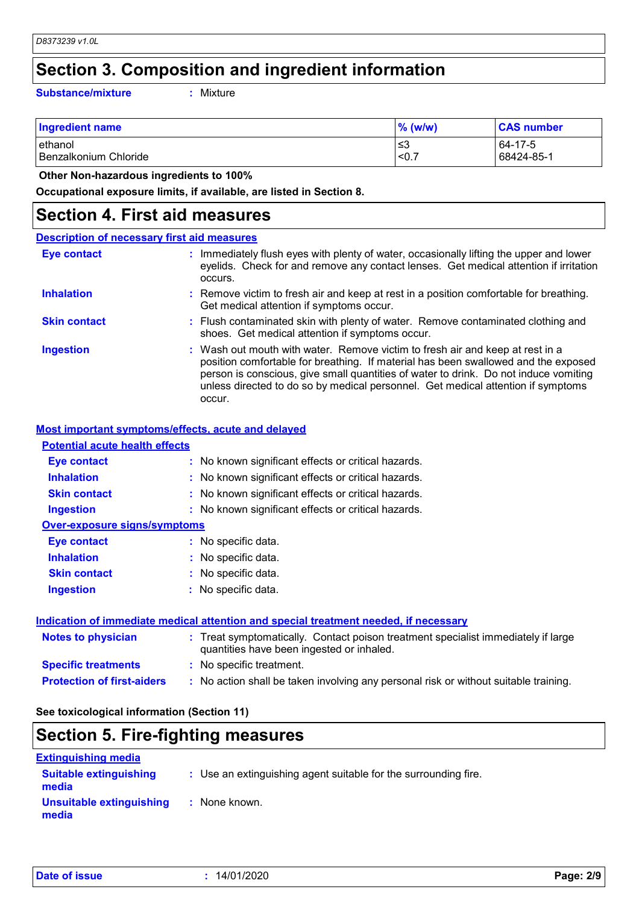# Section 3. Composition and ingredient information

**Substance/mixture** : Mixture

| Ingredient name | % (w/w) | CAS number |
| --- | --- | --- |
| ethanol | ≤3 | 64-17-5 |
| Benzalkonium Chloride | <0.7 | 68424-85-1 |

**Other Non-hazardous ingredients to 100%**

**Occupational exposure limits, if available, are listed in Section 8.**

# Section 4. First aid measures

## Description of necessary first aid measures

**Eye contact** : Immediately flush eyes with plenty of water, occasionally lifting the upper and lower eyelids. Check for and remove any contact lenses. Get medical attention if irritation occurs.

**Inhalation** : Remove victim to fresh air and keep at rest in a position comfortable for breathing. Get medical attention if symptoms occur.

**Skin contact** : Flush contaminated skin with plenty of water. Remove contaminated clothing and shoes. Get medical attention if symptoms occur.

**Ingestion** : Wash out mouth with water. Remove victim to fresh air and keep at rest in a position comfortable for breathing. If material has been swallowed and the exposed person is conscious, give small quantities of water to drink. Do not induce vomiting unless directed to do so by medical personnel. Get medical attention if symptoms occur.

## Most important symptoms/effects, acute and delayed

### Potential acute health effects

**Eye contact** : No known significant effects or critical hazards.

**Inhalation** : No known significant effects or critical hazards.

**Skin contact** : No known significant effects or critical hazards.

**Ingestion** : No known significant effects or critical hazards.

### Over-exposure signs/symptoms

**Eye contact** : No specific data.

**Inhalation** : No specific data.

**Skin contact** : No specific data.

**Ingestion** : No specific data.

## Indication of immediate medical attention and special treatment needed, if necessary

**Notes to physician** : Treat symptomatically. Contact poison treatment specialist immediately if large quantities have been ingested or inhaled.

**Specific treatments** : No specific treatment.

**Protection of first-aiders** : No action shall be taken involving any personal risk or without suitable training.

**See toxicological information (Section 11)**

# Section 5. Fire-fighting measures

## Extinguishing media

**Suitable extinguishing media** : Use an extinguishing agent suitable for the surrounding fire.

**Unsuitable extinguishing media** : None known.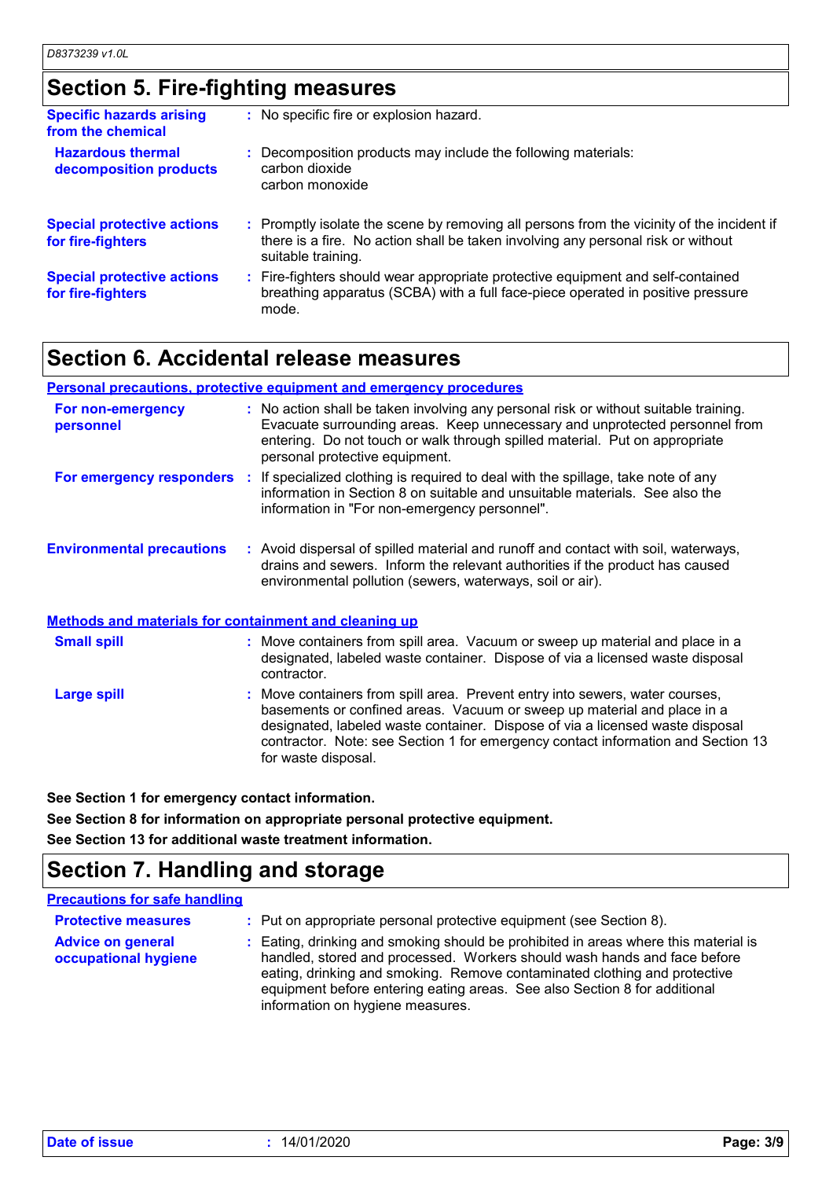## Section 5. Fire-fighting measures

| | |
|---|---|
| **Specific hazards arising from the chemical** | : No specific fire or explosion hazard. |
| **Hazardous thermal decomposition products** | : Decomposition products may include the following materials: carbon dioxide carbon monoxide |
| **Special protective actions for fire-fighters** | : Promptly isolate the scene by removing all persons from the vicinity of the incident if there is a fire. No action shall be taken involving any personal risk or without suitable training. |
| **Special protective actions for fire-fighters** | : Fire-fighters should wear appropriate protective equipment and self-contained breathing apparatus (SCBA) with a full face-piece operated in positive pressure mode. |

## Section 6. Accidental release measures

### Personal precautions, protective equipment and emergency procedures

| | |
|---|---|
| **For non-emergency personnel** | : No action shall be taken involving any personal risk or without suitable training. Evacuate surrounding areas. Keep unnecessary and unprotected personnel from entering. Do not touch or walk through spilled material. Put on appropriate personal protective equipment. |
| **For emergency responders** | : If specialized clothing is required to deal with the spillage, take note of any information in Section 8 on suitable and unsuitable materials. See also the information in "For non-emergency personnel". |
| **Environmental precautions** | : Avoid dispersal of spilled material and runoff and contact with soil, waterways, drains and sewers. Inform the relevant authorities if the product has caused environmental pollution (sewers, waterways, soil or air). |

### Methods and materials for containment and cleaning up

| | |
|---|---|
| **Small spill** | : Move containers from spill area. Vacuum or sweep up material and place in a designated, labeled waste container. Dispose of via a licensed waste disposal contractor. |
| **Large spill** | : Move containers from spill area. Prevent entry into sewers, water courses, basements or confined areas. Vacuum or sweep up material and place in a designated, labeled waste container. Dispose of via a licensed waste disposal contractor. Note: see Section 1 for emergency contact information and Section 13 for waste disposal. |

**See Section 1 for emergency contact information.**

**See Section 8 for information on appropriate personal protective equipment.**

**See Section 13 for additional waste treatment information.**

## Section 7. Handling and storage

### Precautions for safe handling

| | |
|---|---|
| **Protective measures** | : Put on appropriate personal protective equipment (see Section 8). |
| **Advice on general occupational hygiene** | : Eating, drinking and smoking should be prohibited in areas where this material is handled, stored and processed. Workers should wash hands and face before eating, drinking and smoking. Remove contaminated clothing and protective equipment before entering eating areas. See also Section 8 for additional information on hygiene measures. |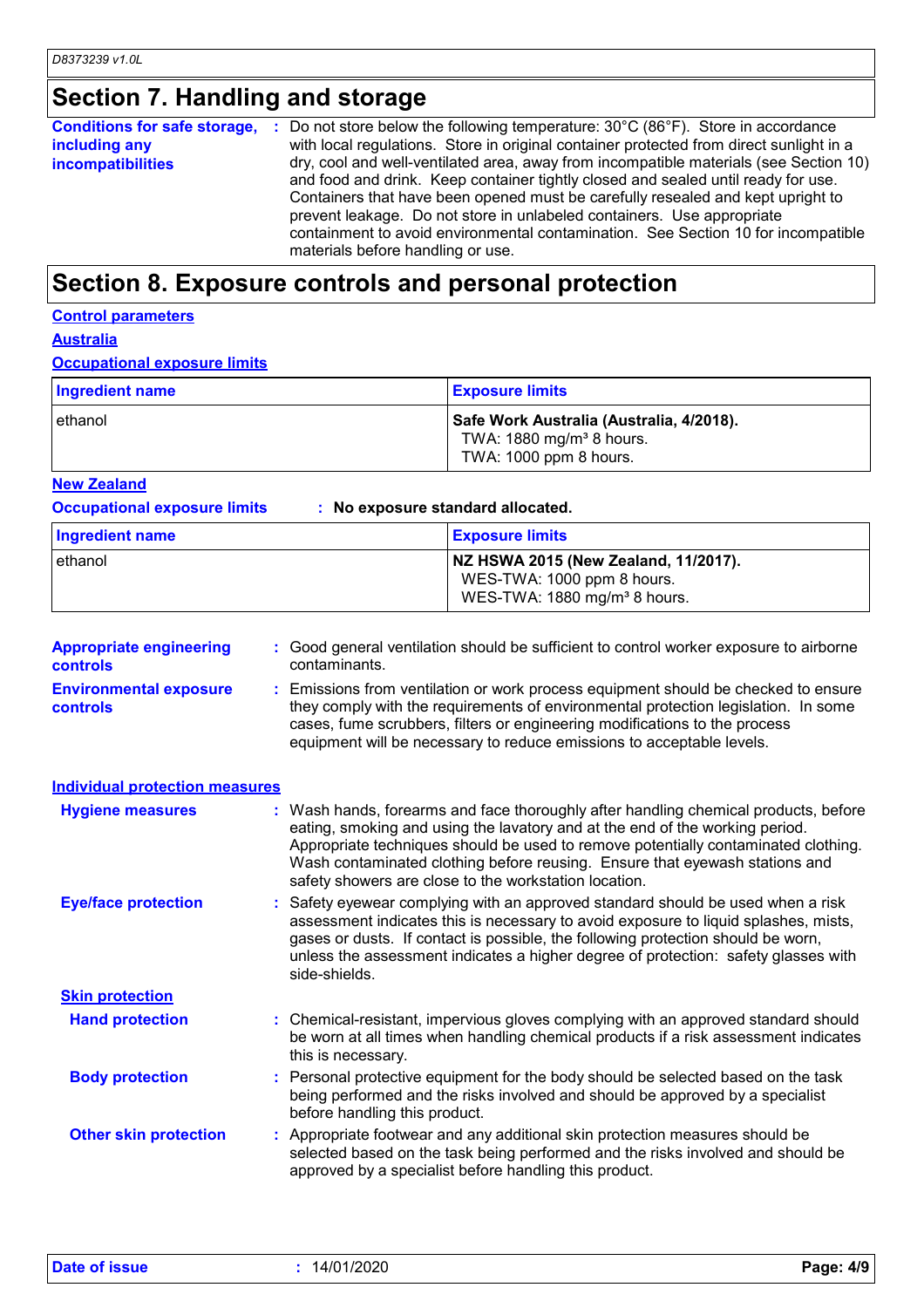## Section 7. Handling and storage

**Conditions for safe storage, including any incompatibilities** : Do not store below the following temperature: 30°C (86°F). Store in accordance with local regulations. Store in original container protected from direct sunlight in a dry, cool and well-ventilated area, away from incompatible materials (see Section 10) and food and drink. Keep container tightly closed and sealed until ready for use. Containers that have been opened must be carefully resealed and kept upright to prevent leakage. Do not store in unlabeled containers. Use appropriate containment to avoid environmental contamination. See Section 10 for incompatible materials before handling or use.

## Section 8. Exposure controls and personal protection

**Control parameters**

**Australia**

**Occupational exposure limits**

| Ingredient name | Exposure limits |
|---|---|
| ethanol | **Safe Work Australia (Australia, 4/2018).**<br>TWA: 1880 mg/m³ 8 hours.<br>TWA: 1000 ppm 8 hours. |

**New Zealand**

**Occupational exposure limits** : **No exposure standard allocated.**

| Ingredient name | Exposure limits |
|---|---|
| ethanol | **NZ HSWA 2015 (New Zealand, 11/2017).**<br>WES-TWA: 1000 ppm 8 hours.<br>WES-TWA: 1880 mg/m³ 8 hours. |

**Appropriate engineering controls** : Good general ventilation should be sufficient to control worker exposure to airborne contaminants.

**Environmental exposure controls** : Emissions from ventilation or work process equipment should be checked to ensure they comply with the requirements of environmental protection legislation. In some cases, fume scrubbers, filters or engineering modifications to the process equipment will be necessary to reduce emissions to acceptable levels.

**Individual protection measures**

**Hygiene measures** : Wash hands, forearms and face thoroughly after handling chemical products, before eating, smoking and using the lavatory and at the end of the working period. Appropriate techniques should be used to remove potentially contaminated clothing. Wash contaminated clothing before reusing. Ensure that eyewash stations and safety showers are close to the workstation location.

**Eye/face protection** : Safety eyewear complying with an approved standard should be used when a risk assessment indicates this is necessary to avoid exposure to liquid splashes, mists, gases or dusts. If contact is possible, the following protection should be worn, unless the assessment indicates a higher degree of protection: safety glasses with side-shields.

**Skin protection**

**Hand protection** : Chemical-resistant, impervious gloves complying with an approved standard should be worn at all times when handling chemical products if a risk assessment indicates this is necessary.

**Body protection** : Personal protective equipment for the body should be selected based on the task being performed and the risks involved and should be approved by a specialist before handling this product.

**Other skin protection** : Appropriate footwear and any additional skin protection measures should be selected based on the task being performed and the risks involved and should be approved by a specialist before handling this product.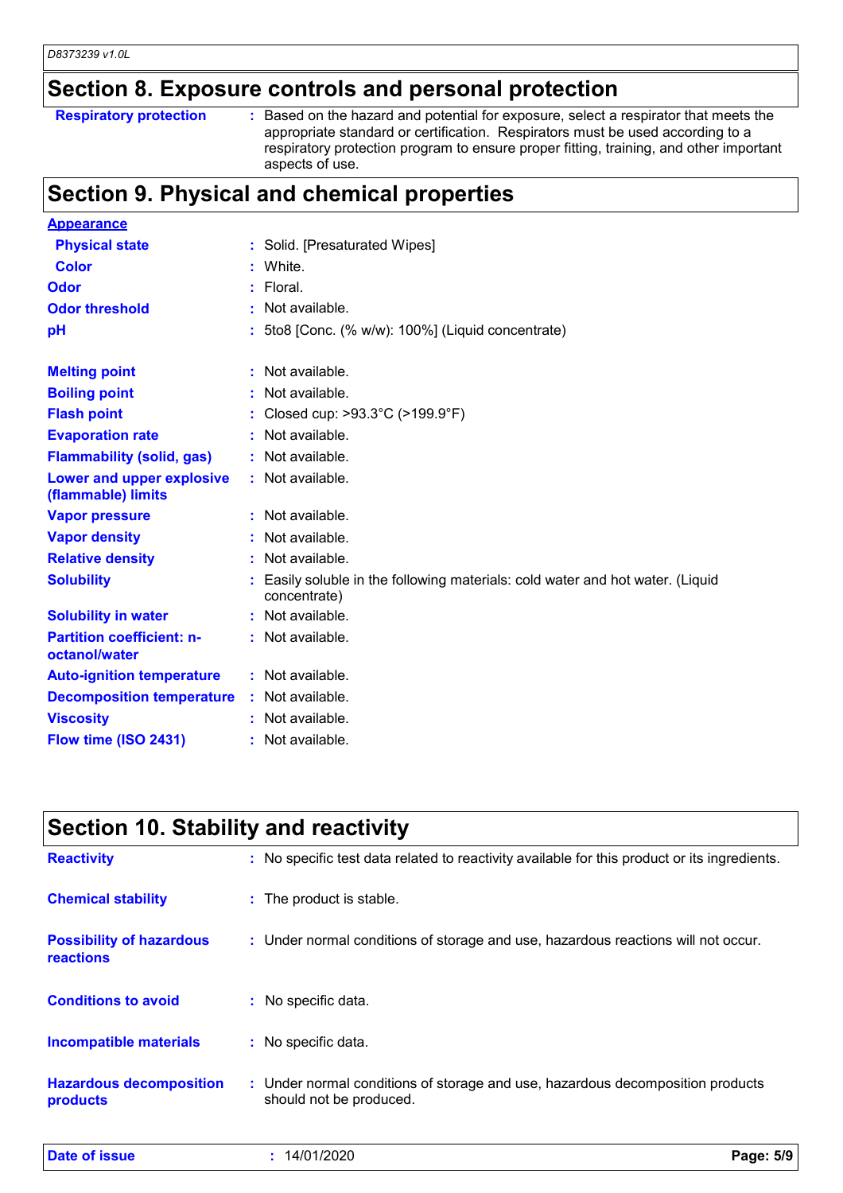## Section 8. Exposure controls and personal protection

| | |
|---|---|
| **Respiratory protection** | : Based on the hazard and potential for exposure, select a respirator that meets the appropriate standard or certification. Respirators must be used according to a respiratory protection program to ensure proper fitting, training, and other important aspects of use. |

## Section 9. Physical and chemical properties

**Appearance**

| | |
|---|---|
| **Physical state** | : Solid. [Presaturated Wipes] |
| **Color** | : White. |
| **Odor** | : Floral. |
| **Odor threshold** | : Not available. |
| **pH** | : 5to8 [Conc. (% w/w): 100%] (Liquid concentrate) |
| **Melting point** | : Not available. |
| **Boiling point** | : Not available. |
| **Flash point** | : Closed cup: >93.3°C (>199.9°F) |
| **Evaporation rate** | : Not available. |
| **Flammability (solid, gas)** | : Not available. |
| **Lower and upper explosive (flammable) limits** | : Not available. |
| **Vapor pressure** | : Not available. |
| **Vapor density** | : Not available. |
| **Relative density** | : Not available. |
| **Solubility** | : Easily soluble in the following materials: cold water and hot water. (Liquid concentrate) |
| **Solubility in water** | : Not available. |
| **Partition coefficient: n-octanol/water** | : Not available. |
| **Auto-ignition temperature** | : Not available. |
| **Decomposition temperature** | : Not available. |
| **Viscosity** | : Not available. |
| **Flow time (ISO 2431)** | : Not available. |

## Section 10. Stability and reactivity

| | |
|---|---|
| **Reactivity** | : No specific test data related to reactivity available for this product or its ingredients. |
| **Chemical stability** | : The product is stable. |
| **Possibility of hazardous reactions** | : Under normal conditions of storage and use, hazardous reactions will not occur. |
| **Conditions to avoid** | : No specific data. |
| **Incompatible materials** | : No specific data. |
| **Hazardous decomposition products** | : Under normal conditions of storage and use, hazardous decomposition products should not be produced. |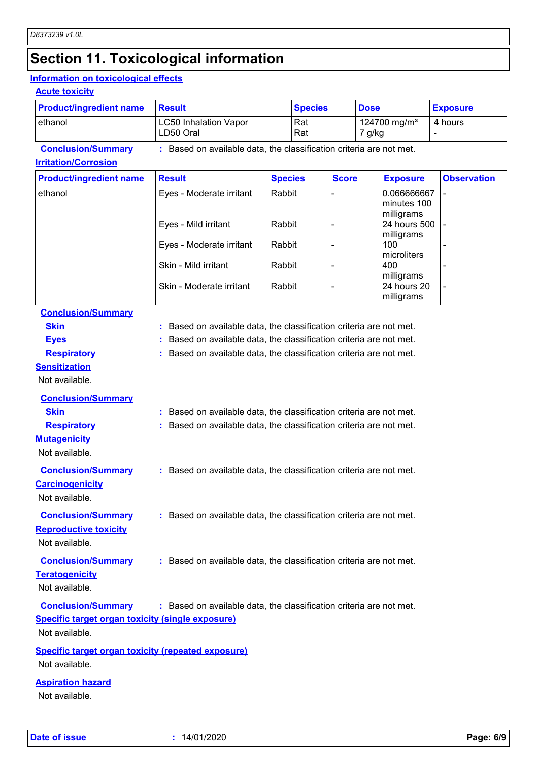# Section 11. Toxicological information

## Information on toxicological effects

### Acute toxicity

| Product/ingredient name | Result | Species | Dose | Exposure |
|---|---|---|---|---|
| ethanol | LC50 Inhalation Vapor | Rat | 124700 mg/m³ | 4 hours |
| | LD50 Oral | Rat | 7 g/kg | - |

**Conclusion/Summary** : Based on available data, the classification criteria are not met.

### Irritation/Corrosion

| Product/ingredient name | Result | Species | Score | Exposure | Observation |
|---|---|---|---|---|---|
| ethanol | Eyes - Moderate irritant | Rabbit | - | 0.066666667 minutes 100 milligrams | - |
| | Eyes - Mild irritant | Rabbit | - | 24 hours 500 milligrams | - |
| | Eyes - Moderate irritant | Rabbit | - | 100 microliters | - |
| | Skin - Mild irritant | Rabbit | - | 400 milligrams | - |
| | Skin - Moderate irritant | Rabbit | - | 24 hours 20 milligrams | - |

**Conclusion/Summary**

**Skin** : Based on available data, the classification criteria are not met.

**Eyes** : Based on available data, the classification criteria are not met.

**Respiratory** : Based on available data, the classification criteria are not met.

### Sensitization

Not available.

**Conclusion/Summary**

**Skin** : Based on available data, the classification criteria are not met.

**Respiratory** : Based on available data, the classification criteria are not met.

### Mutagenicity

Not available.

**Conclusion/Summary** : Based on available data, the classification criteria are not met.

### Carcinogenicity

Not available.

**Conclusion/Summary** : Based on available data, the classification criteria are not met.

### Reproductive toxicity

Not available.

**Conclusion/Summary** : Based on available data, the classification criteria are not met.

### Teratogenicity

Not available.

**Conclusion/Summary** : Based on available data, the classification criteria are not met.

### Specific target organ toxicity (single exposure)

Not available.

### Specific target organ toxicity (repeated exposure)

Not available.

### Aspiration hazard

Not available.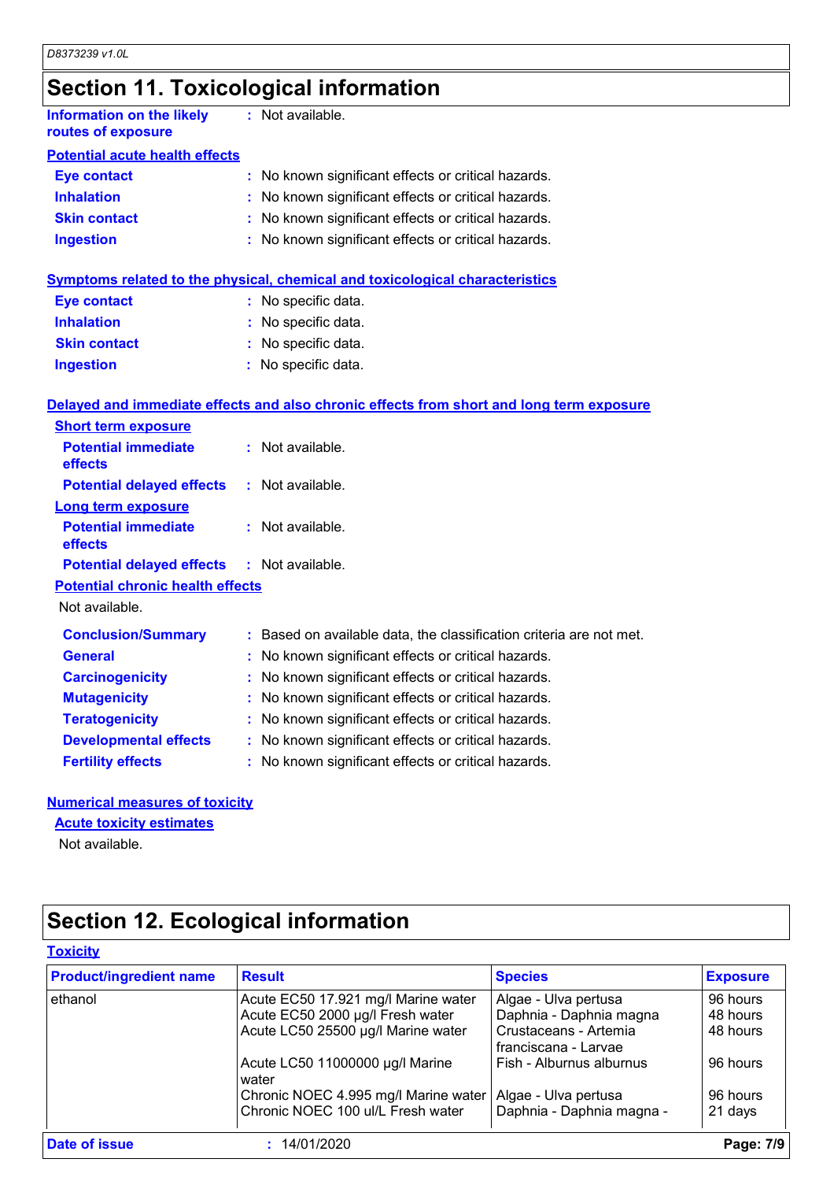# Section 11. Toxicological information

**Information on the likely routes of exposure** : Not available.

**Potential acute health effects**

**Eye contact** : No known significant effects or critical hazards.
**Inhalation** : No known significant effects or critical hazards.
**Skin contact** : No known significant effects or critical hazards.
**Ingestion** : No known significant effects or critical hazards.

**Symptoms related to the physical, chemical and toxicological characteristics**

**Eye contact** : No specific data.
**Inhalation** : No specific data.
**Skin contact** : No specific data.
**Ingestion** : No specific data.

**Delayed and immediate effects and also chronic effects from short and long term exposure**

**Short term exposure**

**Potential immediate effects** : Not available.
**Potential delayed effects** : Not available.

**Long term exposure**

**Potential immediate effects** : Not available.
**Potential delayed effects** : Not available.

**Potential chronic health effects**

Not available.

**Conclusion/Summary** : Based on available data, the classification criteria are not met.
**General** : No known significant effects or critical hazards.
**Carcinogenicity** : No known significant effects or critical hazards.
**Mutagenicity** : No known significant effects or critical hazards.
**Teratogenicity** : No known significant effects or critical hazards.
**Developmental effects** : No known significant effects or critical hazards.
**Fertility effects** : No known significant effects or critical hazards.

**Numerical measures of toxicity**

**Acute toxicity estimates**

Not available.

# Section 12. Ecological information

**Toxicity**

| Product/ingredient name | Result | Species | Exposure |
|---|---|---|---|
| ethanol | Acute EC50 17.921 mg/l Marine water | Algae - Ulva pertusa | 96 hours |
| | Acute EC50 2000 µg/l Fresh water | Daphnia - Daphnia magna | 48 hours |
| | Acute LC50 25500 µg/l Marine water | Crustaceans - Artemia franciscana - Larvae | 48 hours |
| | Acute LC50 11000000 µg/l Marine water | Fish - Alburnus alburnus | 96 hours |
| | Chronic NOEC 4.995 mg/l Marine water | Algae - Ulva pertusa | 96 hours |
| | Chronic NOEC 100 ul/L Fresh water | Daphnia - Daphnia magna - | 21 days |

**Date of issue** : 14/01/2020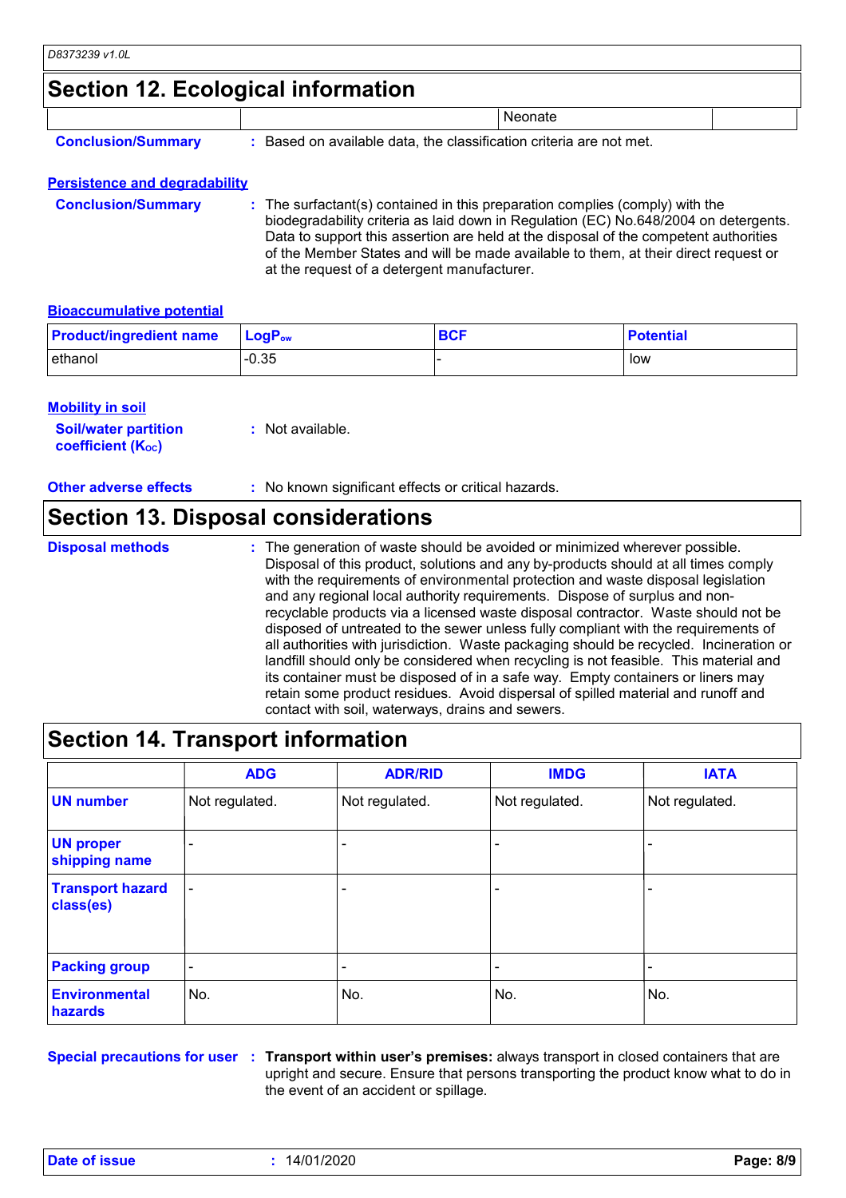## Section 12. Ecological information

| | | Neonate | |
|---|---|---|---|

**Conclusion/Summary** : Based on available data, the classification criteria are not met.

### Persistence and degradability

**Conclusion/Summary** : The surfactant(s) contained in this preparation complies (comply) with the biodegradability criteria as laid down in Regulation (EC) No.648/2004 on detergents. Data to support this assertion are held at the disposal of the competent authorities of the Member States and will be made available to them, at their direct request or at the request of a detergent manufacturer.

### Bioaccumulative potential

| Product/ingredient name | $LogP_{ow}$ | BCF | Potential |
|---|---|---|---|
| ethanol | -0.35 | - | low |

### Mobility in soil

**Soil/water partition coefficient ($K_{OC}$)** : Not available.

**Other adverse effects** : No known significant effects or critical hazards.

## Section 13. Disposal considerations

**Disposal methods** : The generation of waste should be avoided or minimized wherever possible. Disposal of this product, solutions and any by-products should at all times comply with the requirements of environmental protection and waste disposal legislation and any regional local authority requirements. Dispose of surplus and non-recyclable products via a licensed waste disposal contractor. Waste should not be disposed of untreated to the sewer unless fully compliant with the requirements of all authorities with jurisdiction. Waste packaging should be recycled. Incineration or landfill should only be considered when recycling is not feasible. This material and its container must be disposed of in a safe way. Empty containers or liners may retain some product residues. Avoid dispersal of spilled material and runoff and contact with soil, waterways, drains and sewers.

## Section 14. Transport information

| | ADG | ADR/RID | IMDG | IATA |
|---|---|---|---|---|
| UN number | Not regulated. | Not regulated. | Not regulated. | Not regulated. |
| UN proper shipping name | - | - | - | - |
| Transport hazard class(es) | - | - | - | - |
| Packing group | - | - | - | - |
| Environmental hazards | No. | No. | No. | No. |

**Special precautions for user** : **Transport within user's premises:** always transport in closed containers that are upright and secure. Ensure that persons transporting the product know what to do in the event of an accident or spillage.

**Date of issue** : 14/01/2020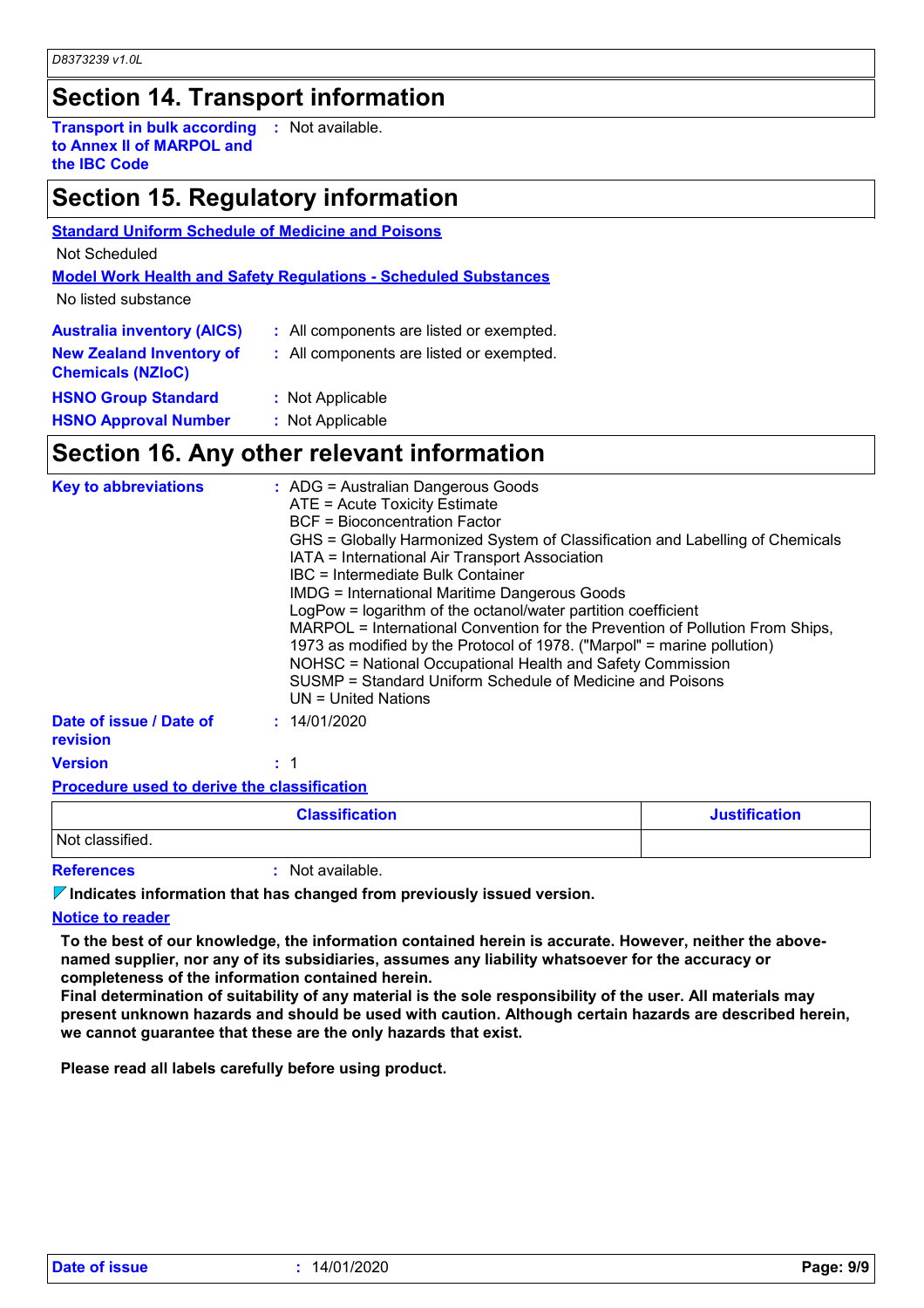# Section 14. Transport information

**Transport in bulk according to Annex II of MARPOL and the IBC Code** : Not available.

# Section 15. Regulatory information

**Standard Uniform Schedule of Medicine and Poisons**

Not Scheduled

**Model Work Health and Safety Regulations - Scheduled Substances**

No listed substance

**Australia inventory (AICS)** : All components are listed or exempted.

**New Zealand Inventory of Chemicals (NZIoC)** : All components are listed or exempted.

**HSNO Group Standard** : Not Applicable

**HSNO Approval Number** : Not Applicable

# Section 16. Any other relevant information

**Key to abbreviations** :
ADG = Australian Dangerous Goods
ATE = Acute Toxicity Estimate
BCF = Bioconcentration Factor
GHS = Globally Harmonized System of Classification and Labelling of Chemicals
IATA = International Air Transport Association
IBC = Intermediate Bulk Container
IMDG = International Maritime Dangerous Goods
LogPow = logarithm of the octanol/water partition coefficient
MARPOL = International Convention for the Prevention of Pollution From Ships, 1973 as modified by the Protocol of 1978. ("Marpol" = marine pollution)
NOHSC = National Occupational Health and Safety Commission
SUSMP = Standard Uniform Schedule of Medicine and Poisons
UN = United Nations

**Date of issue / Date of revision** : 14/01/2020

**Version** : 1

**Procedure used to derive the classification**

| Classification | Justification |
|---|---|
| Not classified. | |

**References** : Not available.

**Indicates information that has changed from previously issued version.**

**Notice to reader**

**To the best of our knowledge, the information contained herein is accurate. However, neither the above-named supplier, nor any of its subsidiaries, assumes any liability whatsoever for the accuracy or completeness of the information contained herein.**
**Final determination of suitability of any material is the sole responsibility of the user. All materials may present unknown hazards and should be used with caution. Although certain hazards are described herein, we cannot guarantee that these are the only hazards that exist.**

**Please read all labels carefully before using product.**